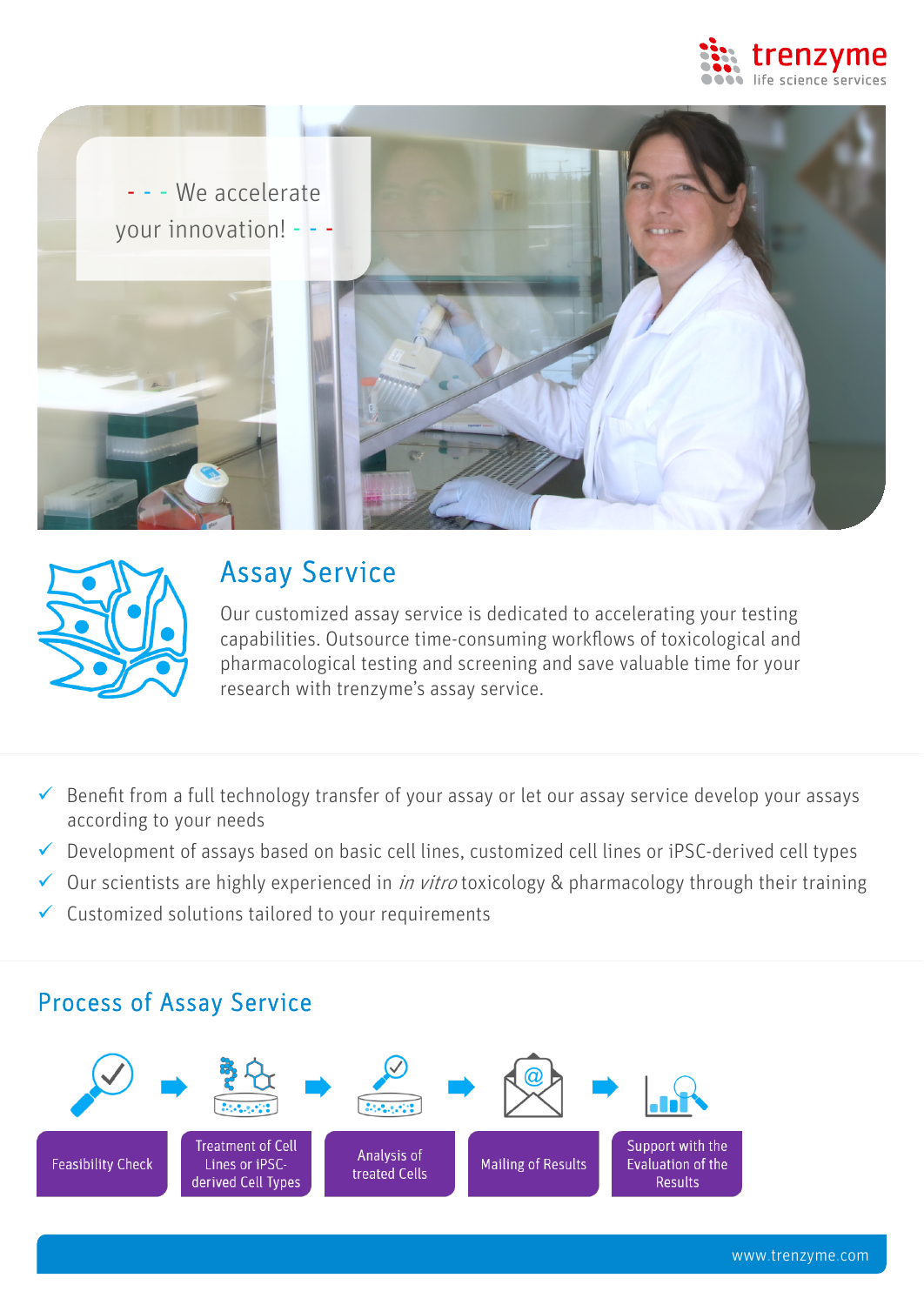trenzyme
life science services

- - - We accelerate your innovation! - - -

## Assay Service

Our customized assay service is dedicated to accelerating your testing capabilities. Outsource time-consuming workflows of toxicological and pharmacological testing and screening and save valuable time for your research with trenzyme's assay service.

- ✓ Benefit from a full technology transfer of your assay or let our assay service develop your assays according to your needs
- ✓ Development of assays based on basic cell lines, customized cell lines or iPSC-derived cell types
- ✓ Our scientists are highly experienced in *in vitro* toxicology & pharmacology through their training
- ✓ Customized solutions tailored to your requirements

## Process of Assay Service

Feasibility Check → Treatment of Cell Lines or iPSC-derived Cell Types → Analysis of treated Cells → Mailing of Results → Support with the Evaluation of the Results

www.trenzyme.com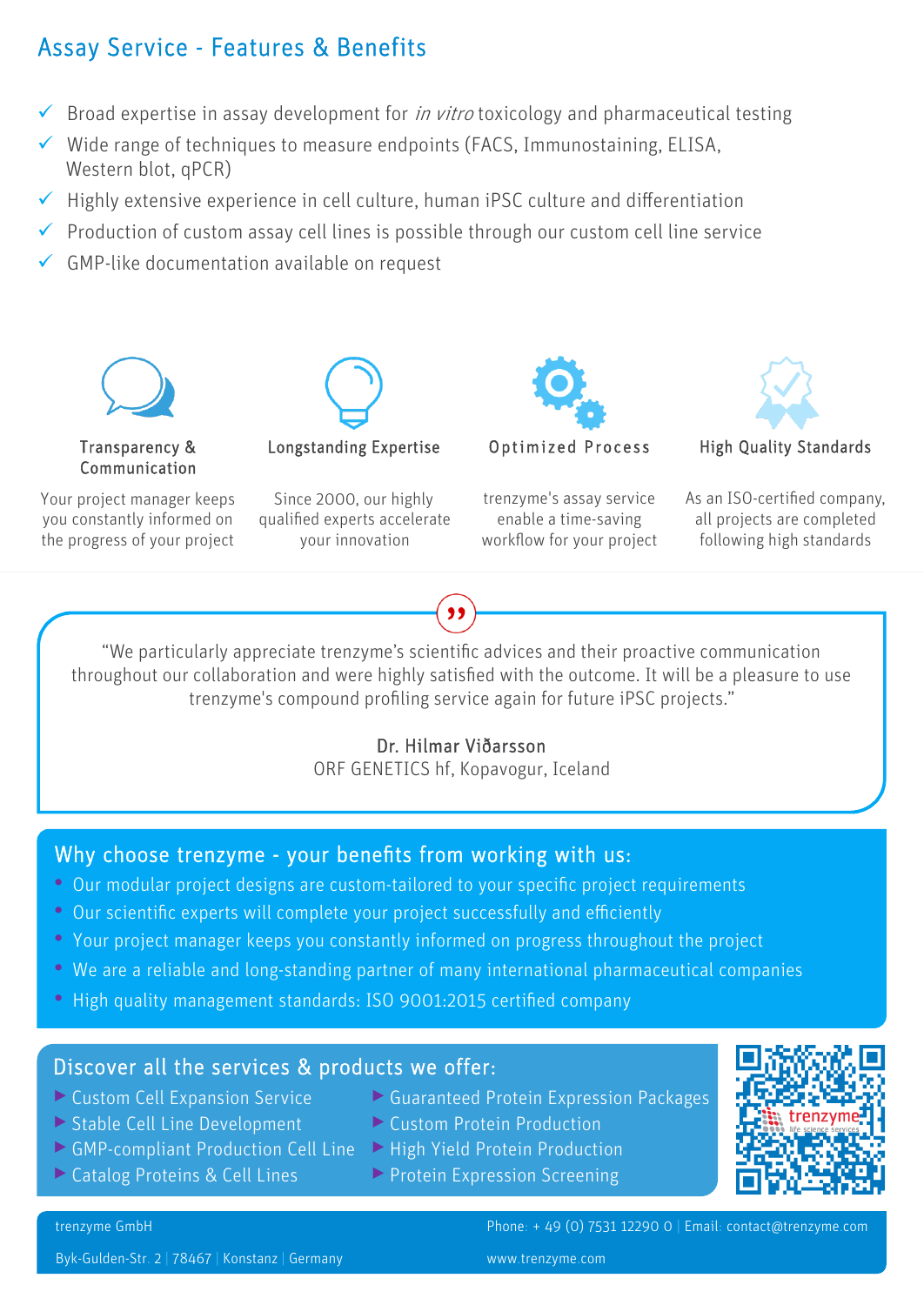## Assay Service - Features & Benefits

- ✓ Broad expertise in assay development for *in vitro* toxicology and pharmaceutical testing
- ✓ Wide range of techniques to measure endpoints (FACS, Immunostaining, ELISA, Western blot, qPCR)
- ✓ Highly extensive experience in cell culture, human iPSC culture and differentiation
- ✓ Production of custom assay cell lines is possible through our custom cell line service
- ✓ GMP-like documentation available on request

**Transparency & Communication**

Your project manager keeps you constantly informed on the progress of your project

**Longstanding Expertise**

Since 2000, our highly qualified experts accelerate your innovation

**Optimized Process**

trenzyme's assay service enable a time-saving workflow for your project

**High Quality Standards**

As an ISO-certified company, all projects are completed following high standards

> "We particularly appreciate trenzyme's scientific advices and their proactive communication throughout our collaboration and were highly satisfied with the outcome. It will be a pleasure to use trenzyme's compound profiling service again for future iPSC projects."
>
> Dr. Hilmar Viðarsson
> ORF GENETICS hf, Kopavogur, Iceland

### Why choose trenzyme - your benefits from working with us:

- Our modular project designs are custom-tailored to your specific project requirements
- Our scientific experts will complete your project successfully and efficiently
- Your project manager keeps you constantly informed on progress throughout the project
- We are a reliable and long-standing partner of many international pharmaceutical companies
- High quality management standards: ISO 9001:2015 certified company

### Discover all the services & products we offer:

- Custom Cell Expansion Service
- Stable Cell Line Development
- GMP-compliant Production Cell Line
- Catalog Proteins & Cell Lines
- Guaranteed Protein Expression Packages
- Custom Protein Production
- High Yield Protein Production
- Protein Expression Screening

trenzyme GmbH
Byk-Gulden-Str. 2 | 78467 | Konstanz | Germany

Phone: + 49 (0) 7531 12290 0 | Email: contact@trenzyme.com
www.trenzyme.com